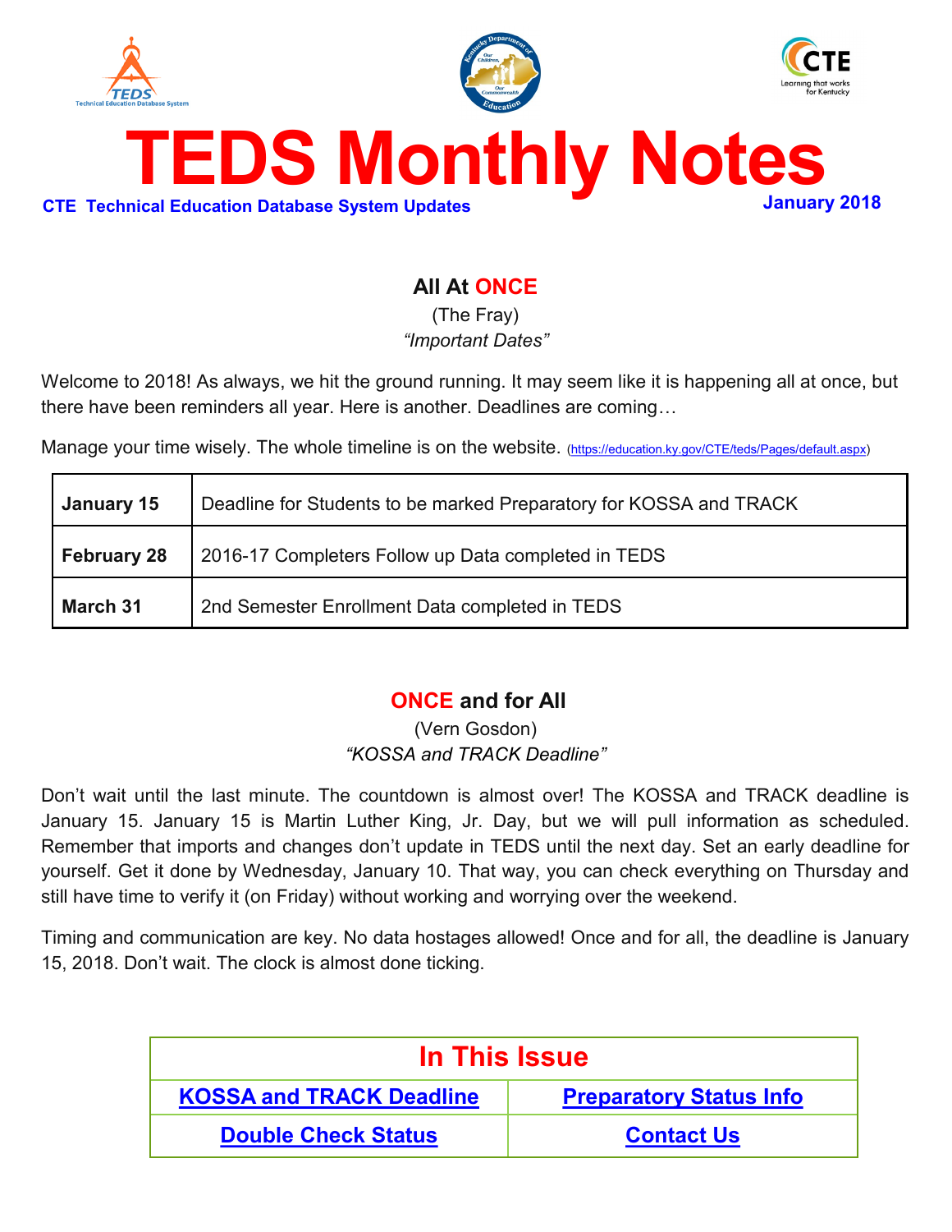# TEDS Monthly Notes

**CTE Technical Education Database System Updates**

**January 2018**

## All At ONCE

(The Fray)

*"Important Dates"*

Welcome to 2018! As always, we hit the ground running. It may seem like it is happening all at once, but there have been reminders all year. Here is another. Deadlines are coming…

Manage your time wisely. The whole timeline is on the website. (https://education.ky.gov/CTE/teds/Pages/default.aspx)

| | |
|---|---|
| **January 15** | Deadline for Students to be marked Preparatory for KOSSA and TRACK |
| **February 28** | 2016-17 Completers Follow up Data completed in TEDS |
| **March 31** | 2nd Semester Enrollment Data completed in TEDS |

## ONCE and for All

(Vern Gosdon)

*"KOSSA and TRACK Deadline"*

Don't wait until the last minute. The countdown is almost over! The KOSSA and TRACK deadline is January 15. January 15 is Martin Luther King, Jr. Day, but we will pull information as scheduled. Remember that imports and changes don't update in TEDS until the next day. Set an early deadline for yourself. Get it done by Wednesday, January 10. That way, you can check everything on Thursday and still have time to verify it (on Friday) without working and worrying over the weekend.

Timing and communication are key. No data hostages allowed! Once and for all, the deadline is January 15, 2018. Don't wait. The clock is almost done ticking.

| In This Issue | |
|---|---|
| **KOSSA and TRACK Deadline** | **Preparatory Status Info** |
| **Double Check Status** | **Contact Us** |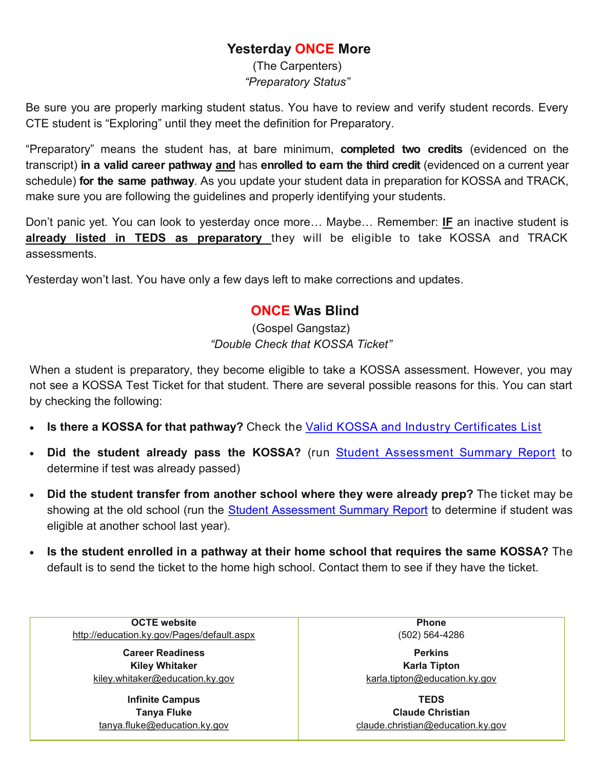## Yesterday ONCE More

(The Carpenters)

*"Preparatory Status"*

Be sure you are properly marking student status. You have to review and verify student records. Every CTE student is "Exploring" until they meet the definition for Preparatory.

"Preparatory" means the student has, at bare minimum, **completed two credits** (evidenced on the transcript) **in a valid career pathway and** has **enrolled to earn the third credit** (evidenced on a current year schedule) **for the same pathway**. As you update your student data in preparation for KOSSA and TRACK, make sure you are following the guidelines and properly identifying your students.

Don't panic yet. You can look to yesterday once more… Maybe… Remember: **IF** an inactive student is **already listed in TEDS as preparatory** they will be eligible to take KOSSA and TRACK assessments.

Yesterday won't last. You have only a few days left to make corrections and updates.

## ONCE Was Blind

(Gospel Gangstaz)

*"Double Check that KOSSA Ticket"*

When a student is preparatory, they become eligible to take a KOSSA assessment. However, you may not see a KOSSA Test Ticket for that student. There are several possible reasons for this. You can start by checking the following:

- **Is there a KOSSA for that pathway?** Check the Valid KOSSA and Industry Certificates List
- **Did the student already pass the KOSSA?** (run Student Assessment Summary Report to determine if test was already passed)
- **Did the student transfer from another school where they were already prep?** The ticket may be showing at the old school (run the Student Assessment Summary Report to determine if student was eligible at another school last year).
- **Is the student enrolled in a pathway at their home school that requires the same KOSSA?** The default is to send the ticket to the home high school. Contact them to see if they have the ticket.

| | |
|---|---|
| **OCTE website**<br>http://education.ky.gov/Pages/default.aspx | **Phone**<br>(502) 564-4286 |
| **Career Readiness**<br>**Kiley Whitaker**<br>kiley.whitaker@education.ky.gov | **Perkins**<br>**Karla Tipton**<br>karla.tipton@education.ky.gov |
| **Infinite Campus**<br>**Tanya Fluke**<br>tanya.fluke@education.ky.gov | **TEDS**<br>**Claude Christian**<br>claude.christian@education.ky.gov |